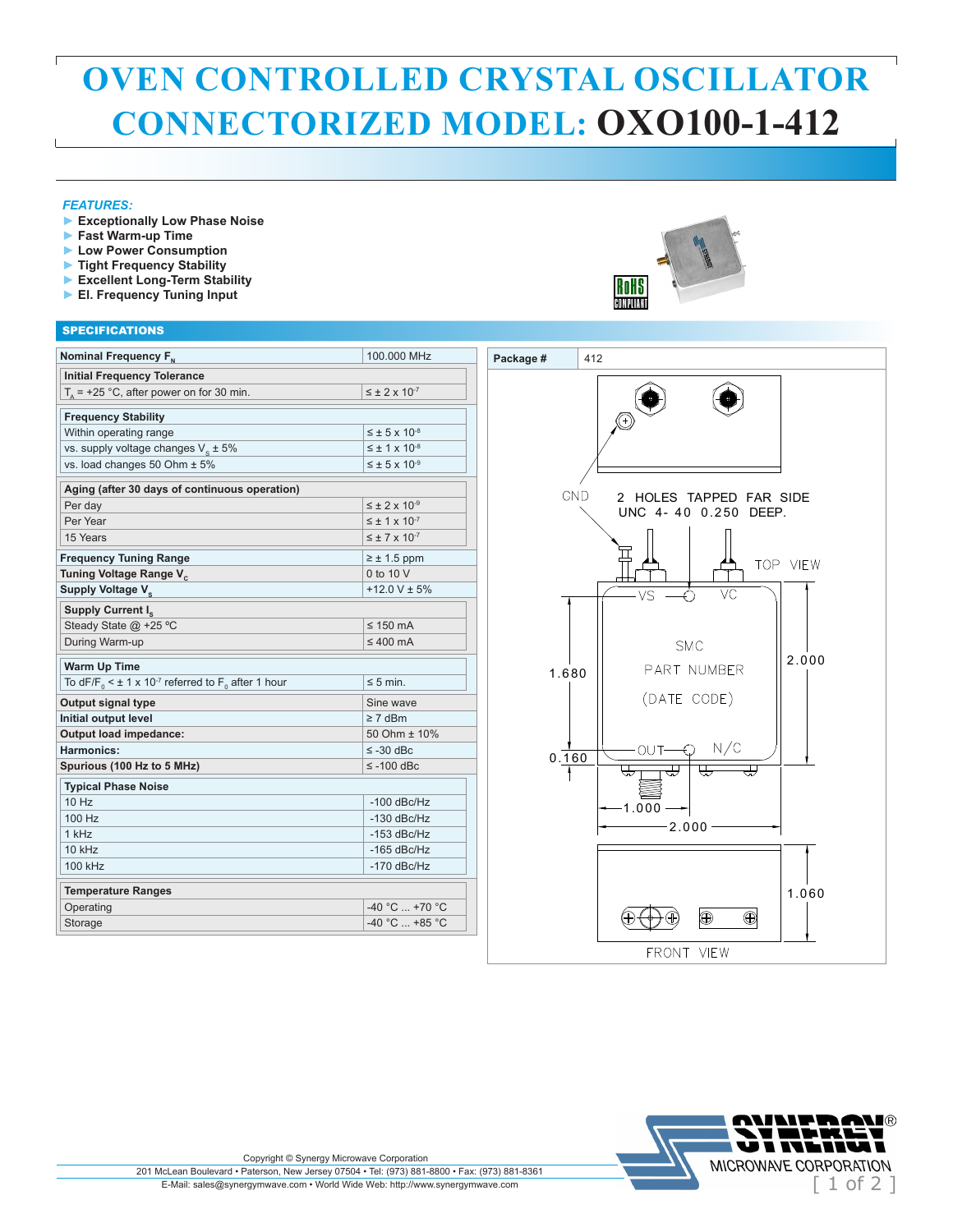# OVEN CONTROLLED CRYSTAL OSCILLATOR
# CONNECTORIZED MODEL: OXO100-1-412

***FEATURES:***

- **Exceptionally Low Phase Noise**
- **Fast Warm-up Time**
- **Low Power Consumption**
- **Tight Frequency Stability**
- **Excellent Long-Term Stability**
- **El. Frequency Tuning Input**

RoHS COMPLIANT

## SPECIFICATIONS

| Parameter | Value |
|---|---|
| **Nominal Frequency $F_N$** | 100.000 MHz |
| **Initial Frequency Tolerance** | |
| $T_A$ = +25 °C, after power on for 30 min. | ≤ ± 2 x $10^{-7}$ |
| **Frequency Stability** | |
| Within operating range | ≤ ± 5 x $10^{-8}$ |
| vs. supply voltage changes $V_s$ ± 5% | ≤ ± 1 x $10^{-8}$ |
| vs. load changes 50 Ohm ± 5% | ≤ ± 5 x $10^{-9}$ |
| **Aging (after 30 days of continuous operation)** | |
| Per day | ≤ ± 2 x $10^{-9}$ |
| Per Year | ≤ ± 1 x $10^{-7}$ |
| 15 Years | ≤ ± 7 x $10^{-7}$ |
| **Frequency Tuning Range** | ≥ ± 1.5 ppm |
| **Tuning Voltage Range $V_c$** | 0 to 10 V |
| **Supply Voltage $V_s$** | +12.0 V ± 5% |
| **Supply Current $I_s$** | |
| Steady State @ +25 ºC | ≤ 150 mA |
| During Warm-up | ≤ 400 mA |
| **Warm Up Time** | |
| To $dF/F_0$ < ± 1 x $10^{-7}$ referred to $F_0$ after 1 hour | ≤ 5 min. |
| **Output signal type** | Sine wave |
| **Initial output level** | ≥ 7 dBm |
| **Output load impedance:** | 50 Ohm ± 10% |
| **Harmonics:** | ≤ -30 dBc |
| **Spurious (100 Hz to 5 MHz)** | ≤ -100 dBc |
| **Typical Phase Noise** | |
| 10 Hz | -100 dBc/Hz |
| 100 Hz | -130 dBc/Hz |
| 1 kHz | -153 dBc/Hz |
| 10 kHz | -165 dBc/Hz |
| 100 kHz | -170 dBc/Hz |
| **Temperature Ranges** | |
| Operating | -40 °C ... +70 °C |
| Storage | -40 °C ... +85 °C |

**Package #** 412

GND

2 HOLES TAPPED FAR SIDE UNC 4-40 0.250 DEEP.

TOP VIEW

VS VC

SMC

PART NUMBER

(DATE CODE)

OUT N/C

1.680 · 0.160 · 2.000 · 1.000 · 2.000 · 1.060

FRONT VIEW

Copyright © Synergy Microwave Corporation
201 McLean Boulevard • Paterson, New Jersey 07504 • Tel: (973) 881-8800 • Fax: (973) 881-8361
E-Mail: sales@synergymwave.com • World Wide Web: http://www.synergymwave.com

SYNERGY® MICROWAVE CORPORATION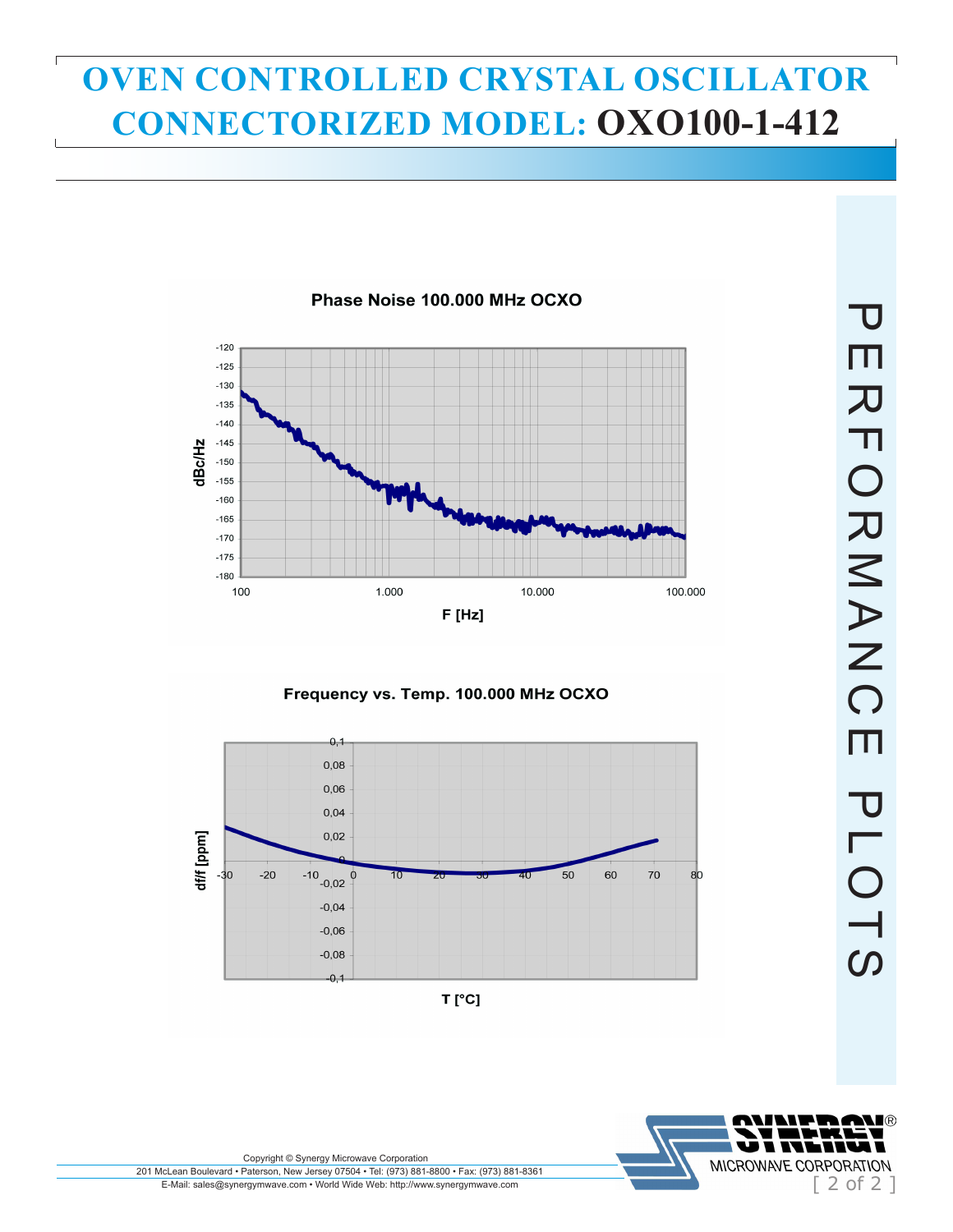# OVEN CONTROLLED CRYSTAL OSCILLATOR CONNECTORIZED MODEL: OXO100-1-412

PERFORMANCE PLOTS

**Phase Noise 100.000 MHz OCXO**

dBc/Hz

-120
-125
-130
-135
-140
-145
-150
-155
-160
-165
-170
-175
-180

100
1.000
10.000
100.000

F [Hz]

**Frequency vs. Temp. 100.000 MHz OCXO**

df/f [ppm]

0,1
0,08
0,06
0,04
0,02
0
-0,02
-0,04
-0,06
-0,08
-0,1

-30
-20
-10
0
10
20
30
40
50
60
70
80

T [°C]

Copyright © Synergy Microwave Corporation
201 McLean Boulevard • Paterson, New Jersey 07504 • Tel: (973) 881-8800 • Fax: (973) 881-8361
E-Mail: sales@synergymwave.com • World Wide Web: http://www.synergymwave.com

SYNERGY® MICROWAVE CORPORATION